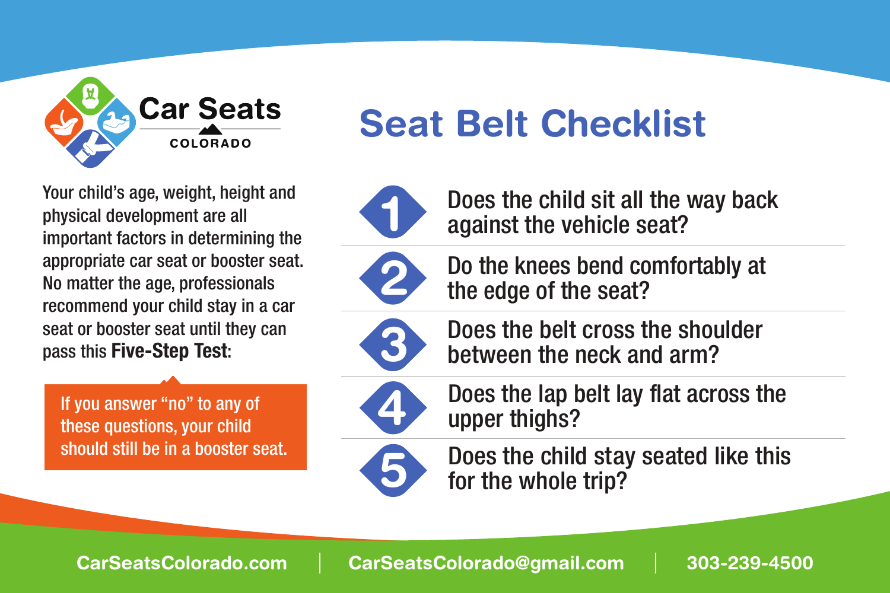Car Seats COLORADO

# Seat Belt Checklist

Your child's age, weight, height and physical development are all important factors in determining the appropriate car seat or booster seat. No matter the age, professionals recommend your child stay in a car seat or booster seat until they can pass this **Five-Step Test**:

If you answer "no" to any of these questions, your child should still be in a booster seat.

1. Does the child sit all the way back against the vehicle seat?
2. Do the knees bend comfortably at the edge of the seat?
3. Does the belt cross the shoulder between the neck and arm?
4. Does the lap belt lay flat across the upper thighs?
5. Does the child stay seated like this for the whole trip?

**CarSeatsColorado.com** | **CarSeatsColorado@gmail.com** | **303-239-4500**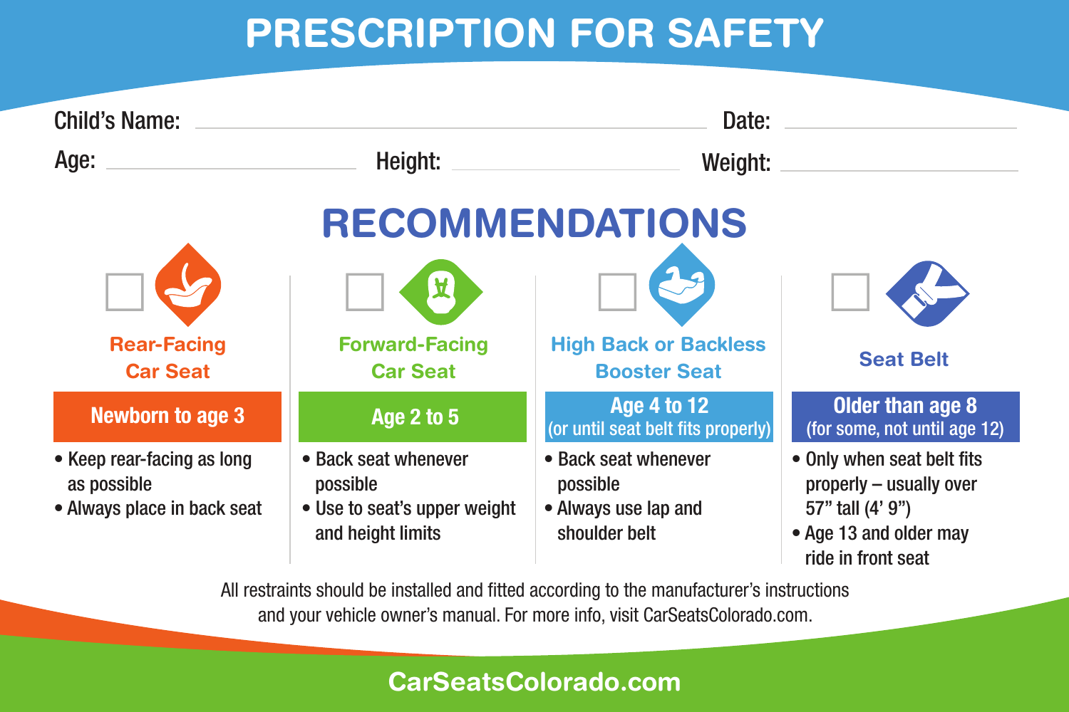# PRESCRIPTION FOR SAFETY

Child's Name: ______________________ Date: ______________

Age: ______________ Height: ______________ Weight: ______________

## RECOMMENDATIONS

☐ **Rear-Facing Car Seat**

**Newborn to age 3**

- Keep rear-facing as long as possible
- Always place in back seat

☐ **Forward-Facing Car Seat**

**Age 2 to 5**

- Back seat whenever possible
- Use to seat's upper weight and height limits

☐ **High Back or Backless Booster Seat**

**Age 4 to 12** (or until seat belt fits properly)

- Back seat whenever possible
- Always use lap and shoulder belt

☐ **Seat Belt**

**Older than age 8** (for some, not until age 12)

- Only when seat belt fits properly – usually over 57" tall (4' 9")
- Age 13 and older may ride in front seat

All restraints should be installed and fitted according to the manufacturer's instructions and your vehicle owner's manual. For more info, visit CarSeatsColorado.com.

CarSeatsColorado.com